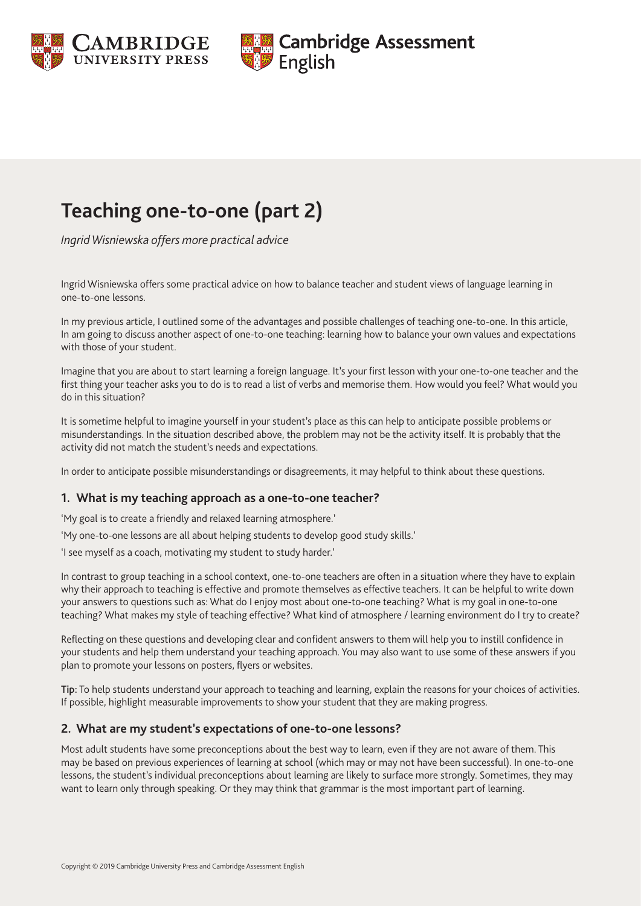# Teaching one-to-one (part 2)

*Ingrid Wisniewska offers more practical advice*

Ingrid Wisniewska offers some practical advice on how to balance teacher and student views of language learning in one-to-one lessons.

In my previous article, I outlined some of the advantages and possible challenges of teaching one-to-one. In this article, In am going to discuss another aspect of one-to-one teaching: learning how to balance your own values and expectations with those of your student.

Imagine that you are about to start learning a foreign language. It's your first lesson with your one-to-one teacher and the first thing your teacher asks you to do is to read a list of verbs and memorise them. How would you feel? What would you do in this situation?

It is sometime helpful to imagine yourself in your student's place as this can help to anticipate possible problems or misunderstandings. In the situation described above, the problem may not be the activity itself. It is probably that the activity did not match the student's needs and expectations.

In order to anticipate possible misunderstandings or disagreements, it may helpful to think about these questions.

## 1. What is my teaching approach as a one-to-one teacher?

'My goal is to create a friendly and relaxed learning atmosphere.'

'My one-to-one lessons are all about helping students to develop good study skills.'

'I see myself as a coach, motivating my student to study harder.'

In contrast to group teaching in a school context, one-to-one teachers are often in a situation where they have to explain why their approach to teaching is effective and promote themselves as effective teachers. It can be helpful to write down your answers to questions such as: What do I enjoy most about one-to-one teaching? What is my goal in one-to-one teaching? What makes my style of teaching effective? What kind of atmosphere / learning environment do I try to create?

Reflecting on these questions and developing clear and confident answers to them will help you to instill confidence in your students and help them understand your teaching approach. You may also want to use some of these answers if you plan to promote your lessons on posters, flyers or websites.

**Tip:** To help students understand your approach to teaching and learning, explain the reasons for your choices of activities. If possible, highlight measurable improvements to show your student that they are making progress.

## 2. What are my student's expectations of one-to-one lessons?

Most adult students have some preconceptions about the best way to learn, even if they are not aware of them. This may be based on previous experiences of learning at school (which may or may not have been successful). In one-to-one lessons, the student's individual preconceptions about learning are likely to surface more strongly. Sometimes, they may want to learn only through speaking. Or they may think that grammar is the most important part of learning.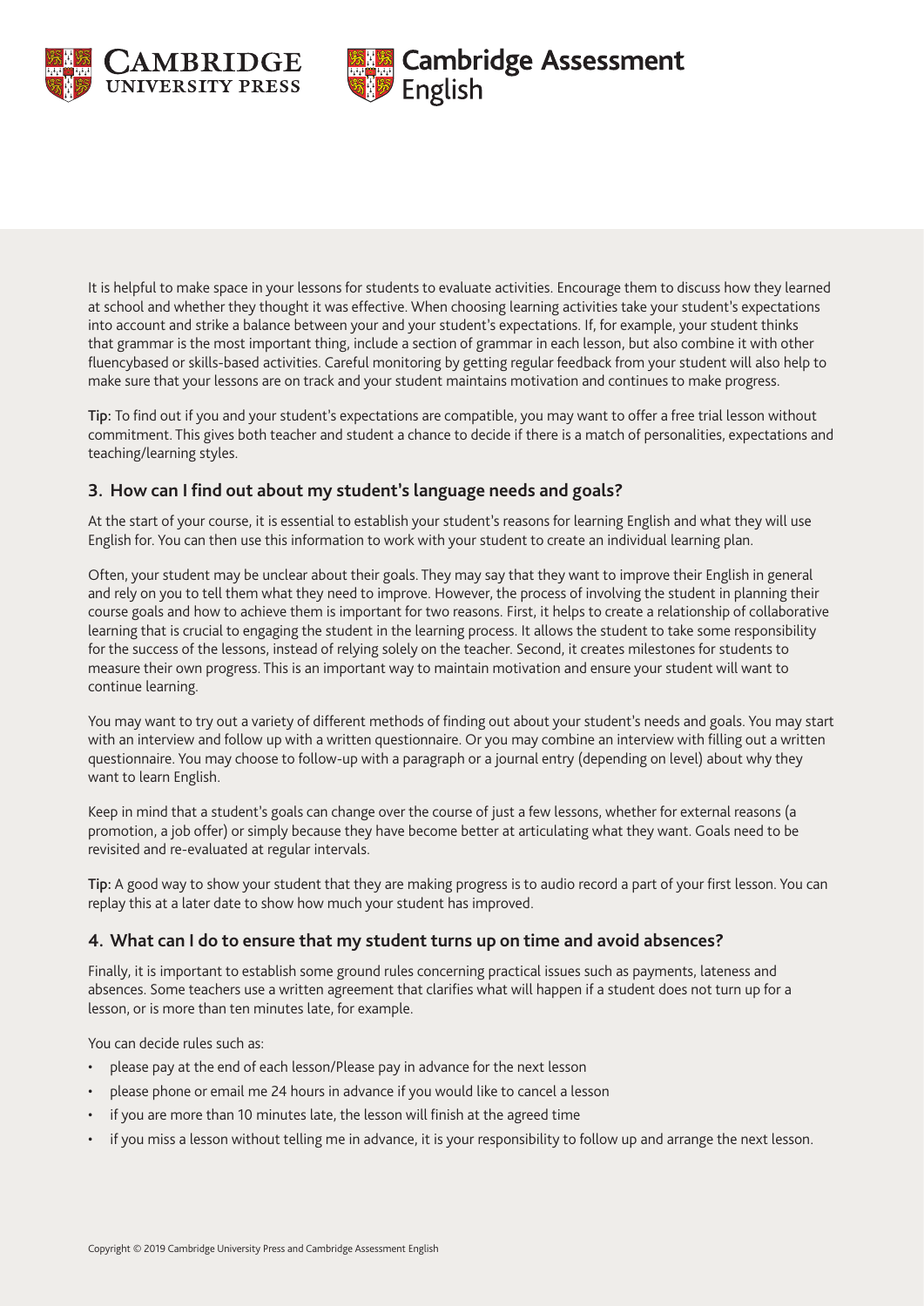It is helpful to make space in your lessons for students to evaluate activities. Encourage them to discuss how they learned at school and whether they thought it was effective. When choosing learning activities take your student's expectations into account and strike a balance between your and your student's expectations. If, for example, your student thinks that grammar is the most important thing, include a section of grammar in each lesson, but also combine it with other fluencybased or skills-based activities. Careful monitoring by getting regular feedback from your student will also help to make sure that your lessons are on track and your student maintains motivation and continues to make progress.

**Tip:** To find out if you and your student's expectations are compatible, you may want to offer a free trial lesson without commitment. This gives both teacher and student a chance to decide if there is a match of personalities, expectations and teaching/learning styles.

### 3. How can I find out about my student's language needs and goals?

At the start of your course, it is essential to establish your student's reasons for learning English and what they will use English for. You can then use this information to work with your student to create an individual learning plan.

Often, your student may be unclear about their goals. They may say that they want to improve their English in general and rely on you to tell them what they need to improve. However, the process of involving the student in planning their course goals and how to achieve them is important for two reasons. First, it helps to create a relationship of collaborative learning that is crucial to engaging the student in the learning process. It allows the student to take some responsibility for the success of the lessons, instead of relying solely on the teacher. Second, it creates milestones for students to measure their own progress. This is an important way to maintain motivation and ensure your student will want to continue learning.

You may want to try out a variety of different methods of finding out about your student's needs and goals. You may start with an interview and follow up with a written questionnaire. Or you may combine an interview with filling out a written questionnaire. You may choose to follow-up with a paragraph or a journal entry (depending on level) about why they want to learn English.

Keep in mind that a student's goals can change over the course of just a few lessons, whether for external reasons (a promotion, a job offer) or simply because they have become better at articulating what they want. Goals need to be revisited and re-evaluated at regular intervals.

**Tip:** A good way to show your student that they are making progress is to audio record a part of your first lesson. You can replay this at a later date to show how much your student has improved.

### 4. What can I do to ensure that my student turns up on time and avoid absences?

Finally, it is important to establish some ground rules concerning practical issues such as payments, lateness and absences. Some teachers use a written agreement that clarifies what will happen if a student does not turn up for a lesson, or is more than ten minutes late, for example.

You can decide rules such as:

- please pay at the end of each lesson/Please pay in advance for the next lesson
- please phone or email me 24 hours in advance if you would like to cancel a lesson
- if you are more than 10 minutes late, the lesson will finish at the agreed time
- if you miss a lesson without telling me in advance, it is your responsibility to follow up and arrange the next lesson.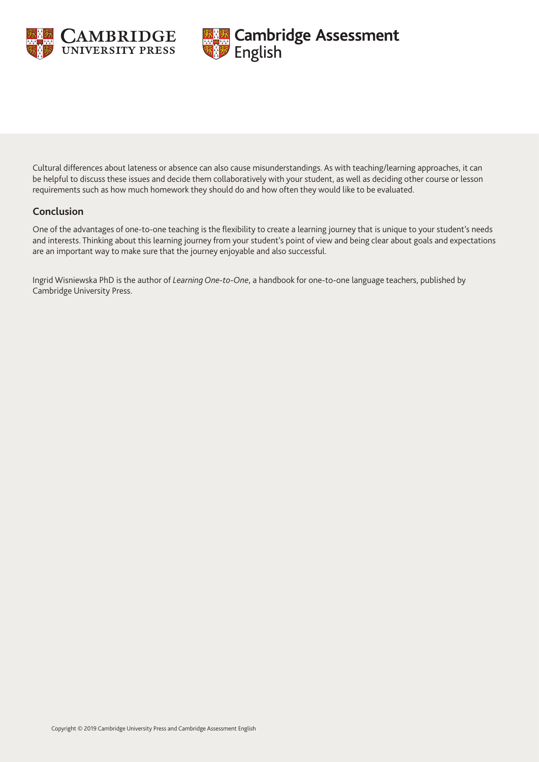Cultural differences about lateness or absence can also cause misunderstandings. As with teaching/learning approaches, it can be helpful to discuss these issues and decide them collaboratively with your student, as well as deciding other course or lesson requirements such as how much homework they should do and how often they would like to be evaluated.

## Conclusion

One of the advantages of one-to-one teaching is the flexibility to create a learning journey that is unique to your student's needs and interests. Thinking about this learning journey from your student's point of view and being clear about goals and expectations are an important way to make sure that the journey enjoyable and also successful.

Ingrid Wisniewska PhD is the author of *Learning One-to-One*, a handbook for one-to-one language teachers, published by Cambridge University Press.

Copyright © 2019 Cambridge University Press and Cambridge Assessment English